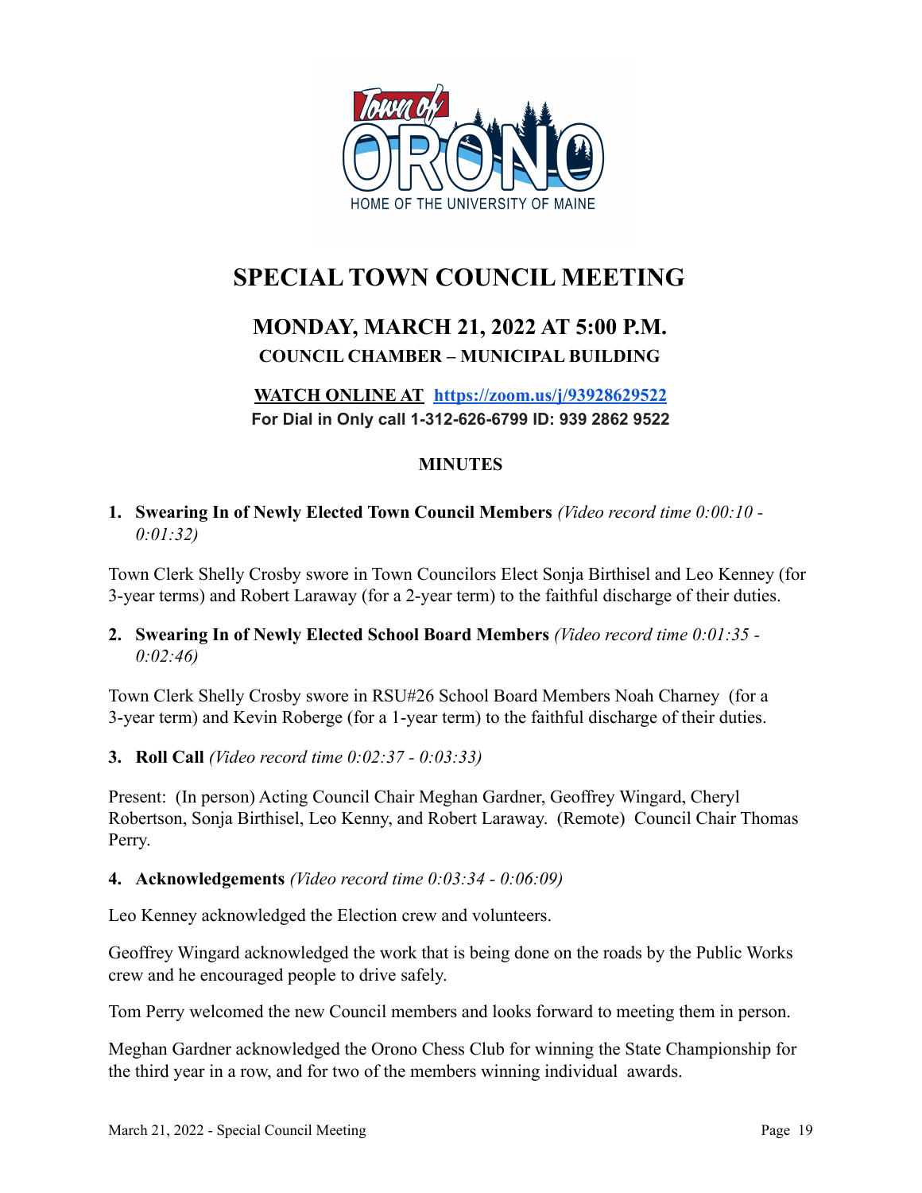Town of ORONO
HOME OF THE UNIVERSITY OF MAINE

# SPECIAL TOWN COUNCIL MEETING

## MONDAY, MARCH 21, 2022 AT 5:00 P.M.

### COUNCIL CHAMBER – MUNICIPAL BUILDING

**WATCH ONLINE AT [https://zoom.us/j/93928629522](https://zoom.us/j/93928629522)**
**For Dial in Only call 1-312-626-6799 ID: 939 2862 9522**

**MINUTES**

1. **Swearing In of Newly Elected Town Council Members** *(Video record time 0:00:10 - 0:01:32)*

Town Clerk Shelly Crosby swore in Town Councilors Elect Sonja Birthisel and Leo Kenney (for 3-year terms) and Robert Laraway (for a 2-year term) to the faithful discharge of their duties.

2. **Swearing In of Newly Elected School Board Members** *(Video record time 0:01:35 - 0:02:46)*

Town Clerk Shelly Crosby swore in RSU#26 School Board Members Noah Charney (for a 3-year term) and Kevin Roberge (for a 1-year term) to the faithful discharge of their duties.

3. **Roll Call** *(Video record time 0:02:37 - 0:03:33)*

Present: (In person) Acting Council Chair Meghan Gardner, Geoffrey Wingard, Cheryl Robertson, Sonja Birthisel, Leo Kenny, and Robert Laraway. (Remote) Council Chair Thomas Perry.

4. **Acknowledgements** *(Video record time 0:03:34 - 0:06:09)*

Leo Kenney acknowledged the Election crew and volunteers.

Geoffrey Wingard acknowledged the work that is being done on the roads by the Public Works crew and he encouraged people to drive safely.

Tom Perry welcomed the new Council members and looks forward to meeting them in person.

Meghan Gardner acknowledged the Orono Chess Club for winning the State Championship for the third year in a row, and for two of the members winning individual awards.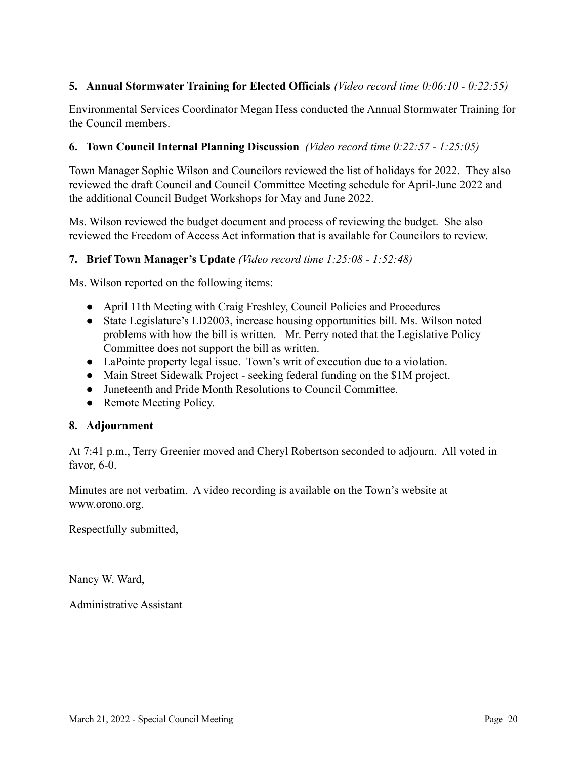**5. Annual Stormwater Training for Elected Officials** *(Video record time 0:06:10 - 0:22:55)*

Environmental Services Coordinator Megan Hess conducted the Annual Stormwater Training for the Council members.

**6. Town Council Internal Planning Discussion** *(Video record time 0:22:57 - 1:25:05)*

Town Manager Sophie Wilson and Councilors reviewed the list of holidays for 2022. They also reviewed the draft Council and Council Committee Meeting schedule for April-June 2022 and the additional Council Budget Workshops for May and June 2022.

Ms. Wilson reviewed the budget document and process of reviewing the budget. She also reviewed the Freedom of Access Act information that is available for Councilors to review.

**7. Brief Town Manager's Update** *(Video record time 1:25:08 - 1:52:48)*

Ms. Wilson reported on the following items:

- April 11th Meeting with Craig Freshley, Council Policies and Procedures
- State Legislature's LD2003, increase housing opportunities bill. Ms. Wilson noted problems with how the bill is written. Mr. Perry noted that the Legislative Policy Committee does not support the bill as written.
- LaPointe property legal issue. Town's writ of execution due to a violation.
- Main Street Sidewalk Project - seeking federal funding on the $1M project.
- Juneteenth and Pride Month Resolutions to Council Committee.
- Remote Meeting Policy.

**8. Adjournment**

At 7:41 p.m., Terry Greenier moved and Cheryl Robertson seconded to adjourn. All voted in favor, 6-0.

Minutes are not verbatim. A video recording is available on the Town's website at www.orono.org.

Respectfully submitted,

Nancy W. Ward,

Administrative Assistant